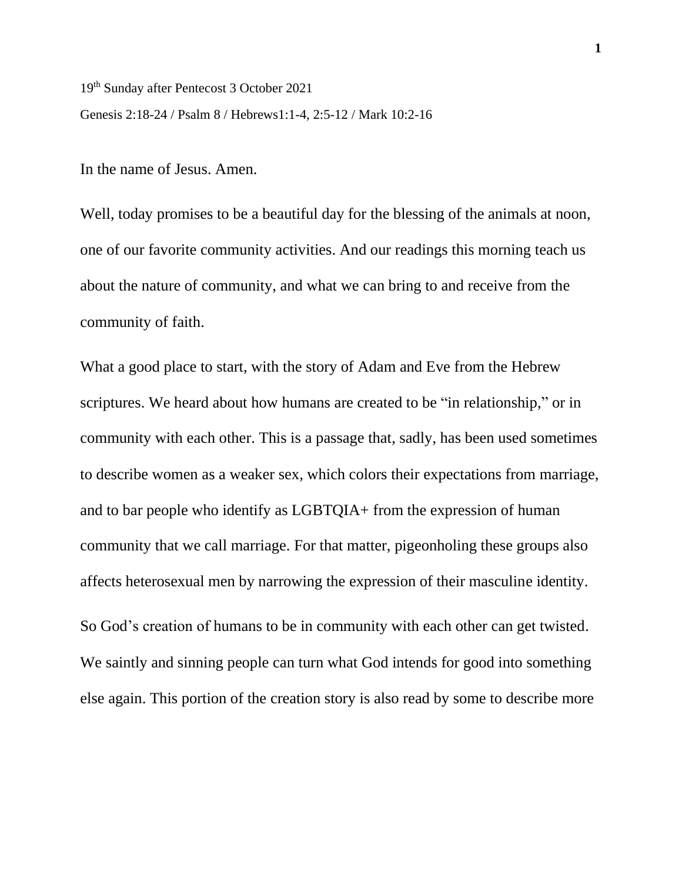19th Sunday after Pentecost 3 October 2021

Genesis 2:18-24 / Psalm 8 / Hebrews1:1-4, 2:5-12 / Mark 10:2-16

In the name of Jesus. Amen.

Well, today promises to be a beautiful day for the blessing of the animals at noon, one of our favorite community activities. And our readings this morning teach us about the nature of community, and what we can bring to and receive from the community of faith.

What a good place to start, with the story of Adam and Eve from the Hebrew scriptures. We heard about how humans are created to be "in relationship," or in community with each other. This is a passage that, sadly, has been used sometimes to describe women as a weaker sex, which colors their expectations from marriage, and to bar people who identify as LGBTQIA+ from the expression of human community that we call marriage. For that matter, pigeonholing these groups also affects heterosexual men by narrowing the expression of their masculine identity.

So God's creation of humans to be in community with each other can get twisted. We saintly and sinning people can turn what God intends for good into something else again. This portion of the creation story is also read by some to describe more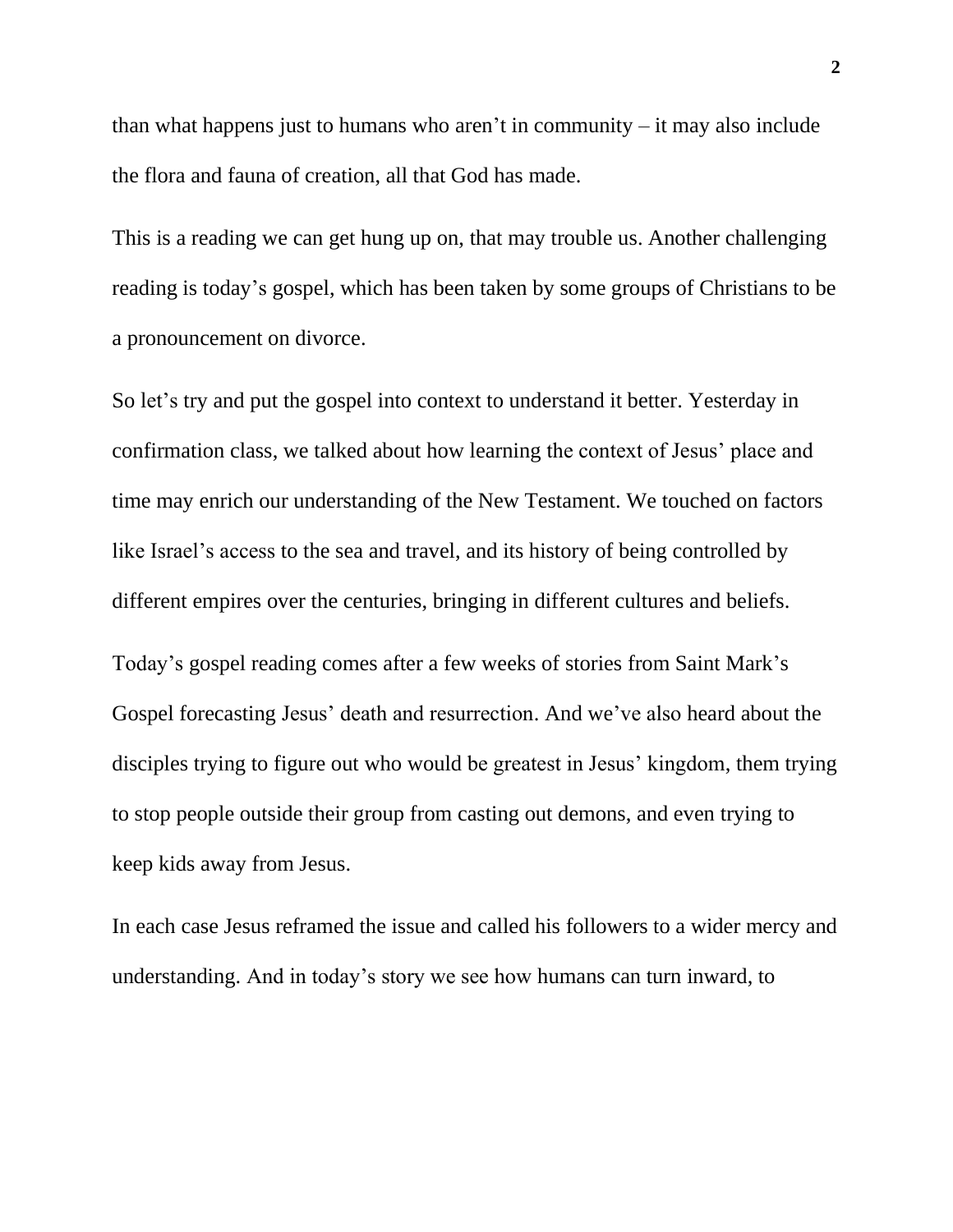than what happens just to humans who aren't in community – it may also include the flora and fauna of creation, all that God has made.

This is a reading we can get hung up on, that may trouble us. Another challenging reading is today's gospel, which has been taken by some groups of Christians to be a pronouncement on divorce.

So let's try and put the gospel into context to understand it better. Yesterday in confirmation class, we talked about how learning the context of Jesus' place and time may enrich our understanding of the New Testament. We touched on factors like Israel's access to the sea and travel, and its history of being controlled by different empires over the centuries, bringing in different cultures and beliefs.

Today's gospel reading comes after a few weeks of stories from Saint Mark's Gospel forecasting Jesus' death and resurrection. And we've also heard about the disciples trying to figure out who would be greatest in Jesus' kingdom, them trying to stop people outside their group from casting out demons, and even trying to keep kids away from Jesus.

In each case Jesus reframed the issue and called his followers to a wider mercy and understanding. And in today's story we see how humans can turn inward, to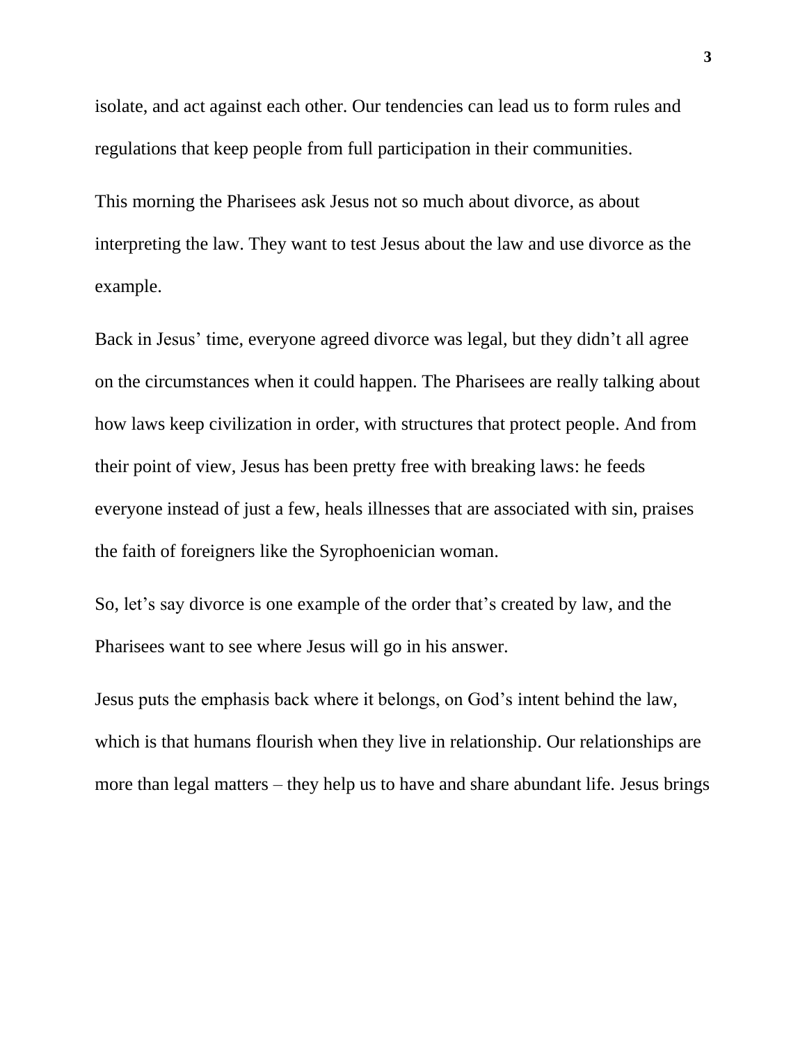isolate, and act against each other. Our tendencies can lead us to form rules and regulations that keep people from full participation in their communities.

This morning the Pharisees ask Jesus not so much about divorce, as about interpreting the law. They want to test Jesus about the law and use divorce as the example.

Back in Jesus' time, everyone agreed divorce was legal, but they didn't all agree on the circumstances when it could happen. The Pharisees are really talking about how laws keep civilization in order, with structures that protect people. And from their point of view, Jesus has been pretty free with breaking laws: he feeds everyone instead of just a few, heals illnesses that are associated with sin, praises the faith of foreigners like the Syrophoenician woman.

So, let's say divorce is one example of the order that's created by law, and the Pharisees want to see where Jesus will go in his answer.

Jesus puts the emphasis back where it belongs, on God's intent behind the law, which is that humans flourish when they live in relationship. Our relationships are more than legal matters – they help us to have and share abundant life. Jesus brings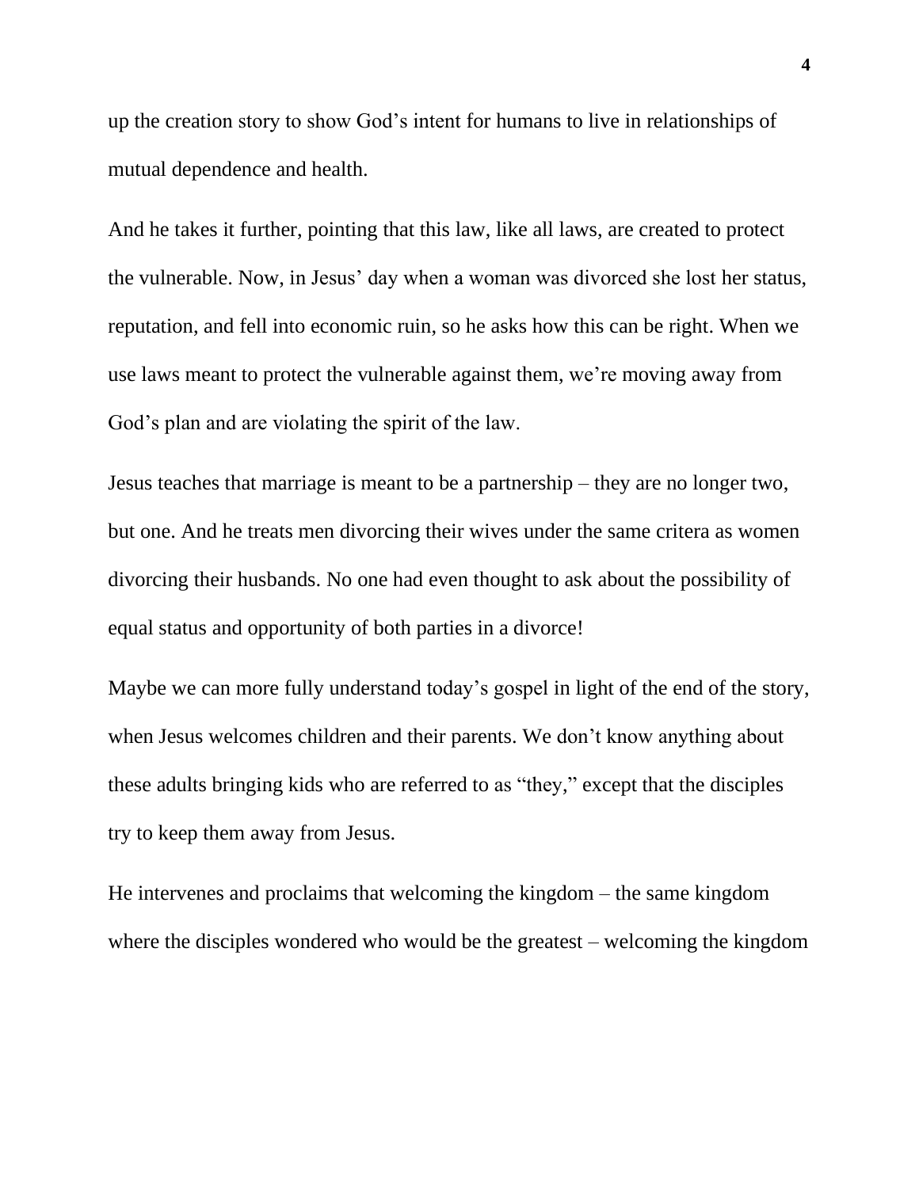up the creation story to show God's intent for humans to live in relationships of mutual dependence and health.

And he takes it further, pointing that this law, like all laws, are created to protect the vulnerable. Now, in Jesus' day when a woman was divorced she lost her status, reputation, and fell into economic ruin, so he asks how this can be right. When we use laws meant to protect the vulnerable against them, we're moving away from God's plan and are violating the spirit of the law.

Jesus teaches that marriage is meant to be a partnership – they are no longer two, but one. And he treats men divorcing their wives under the same critera as women divorcing their husbands. No one had even thought to ask about the possibility of equal status and opportunity of both parties in a divorce!

Maybe we can more fully understand today's gospel in light of the end of the story, when Jesus welcomes children and their parents. We don't know anything about these adults bringing kids who are referred to as "they," except that the disciples try to keep them away from Jesus.

He intervenes and proclaims that welcoming the kingdom – the same kingdom where the disciples wondered who would be the greatest – welcoming the kingdom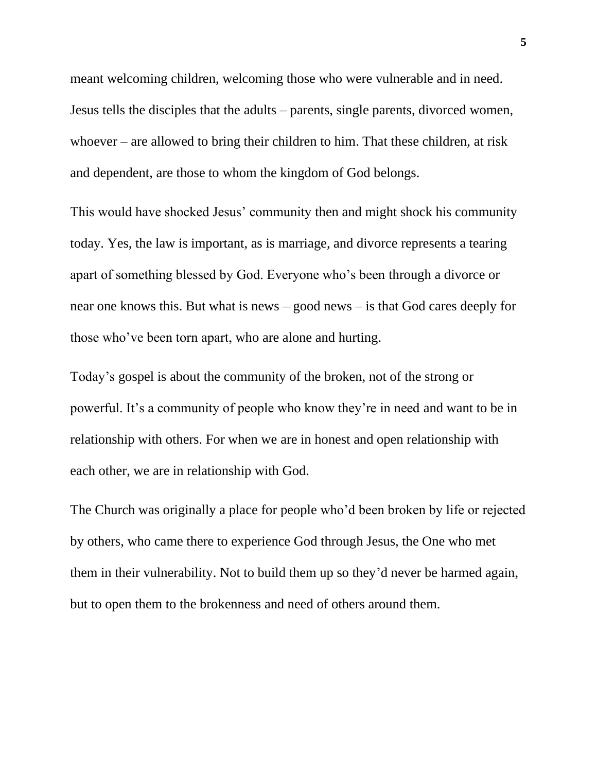meant welcoming children, welcoming those who were vulnerable and in need. Jesus tells the disciples that the adults – parents, single parents, divorced women, whoever – are allowed to bring their children to him. That these children, at risk and dependent, are those to whom the kingdom of God belongs.

This would have shocked Jesus' community then and might shock his community today. Yes, the law is important, as is marriage, and divorce represents a tearing apart of something blessed by God. Everyone who's been through a divorce or near one knows this. But what is news – good news – is that God cares deeply for those who've been torn apart, who are alone and hurting.

Today's gospel is about the community of the broken, not of the strong or powerful. It's a community of people who know they're in need and want to be in relationship with others. For when we are in honest and open relationship with each other, we are in relationship with God.

The Church was originally a place for people who'd been broken by life or rejected by others, who came there to experience God through Jesus, the One who met them in their vulnerability. Not to build them up so they'd never be harmed again, but to open them to the brokenness and need of others around them.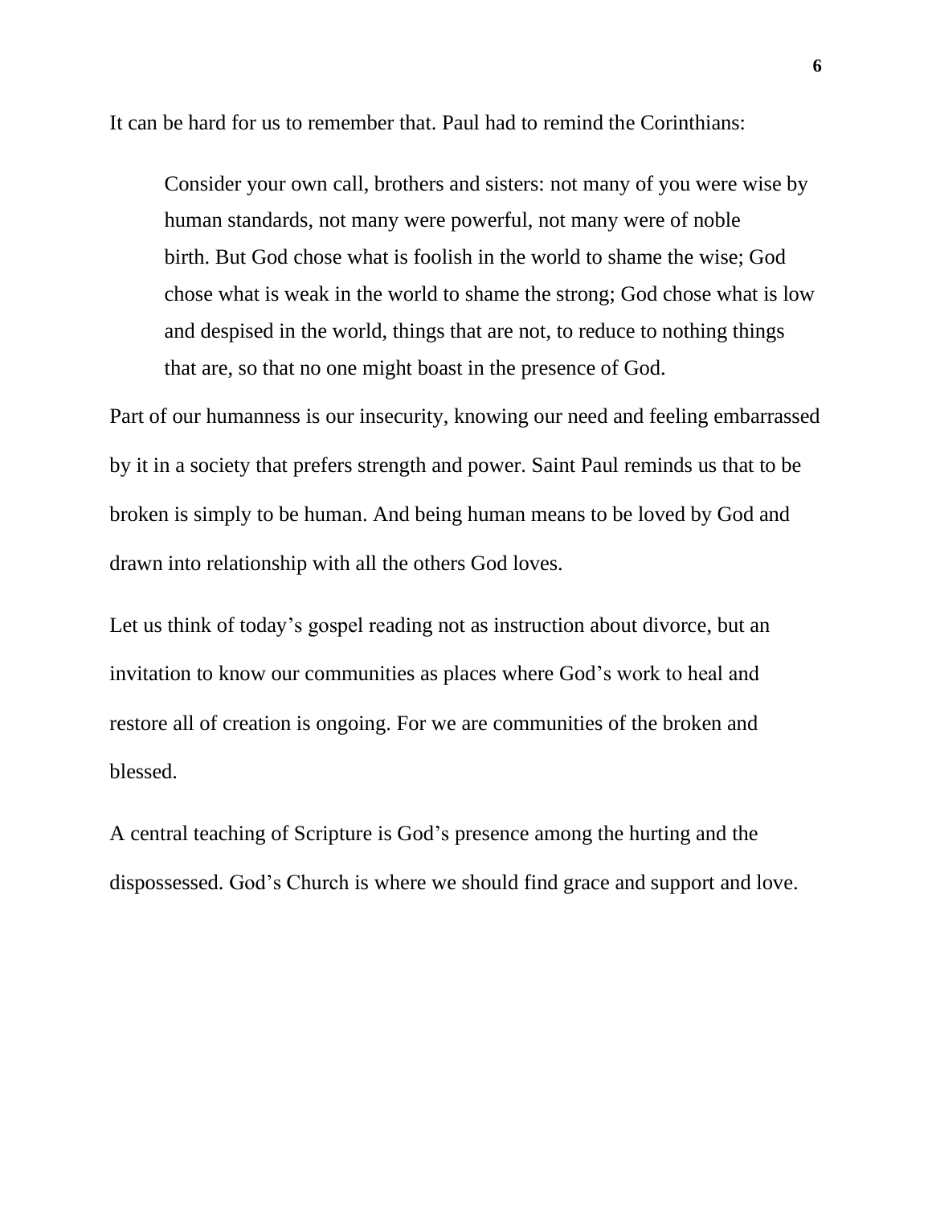It can be hard for us to remember that. Paul had to remind the Corinthians:

> Consider your own call, brothers and sisters: not many of you were wise by human standards, not many were powerful, not many were of noble birth. But God chose what is foolish in the world to shame the wise; God chose what is weak in the world to shame the strong; God chose what is low and despised in the world, things that are not, to reduce to nothing things that are, so that no one might boast in the presence of God.

Part of our humanness is our insecurity, knowing our need and feeling embarrassed by it in a society that prefers strength and power. Saint Paul reminds us that to be broken is simply to be human. And being human means to be loved by God and drawn into relationship with all the others God loves.

Let us think of today's gospel reading not as instruction about divorce, but an invitation to know our communities as places where God's work to heal and restore all of creation is ongoing. For we are communities of the broken and blessed.

A central teaching of Scripture is God's presence among the hurting and the dispossessed. God's Church is where we should find grace and support and love.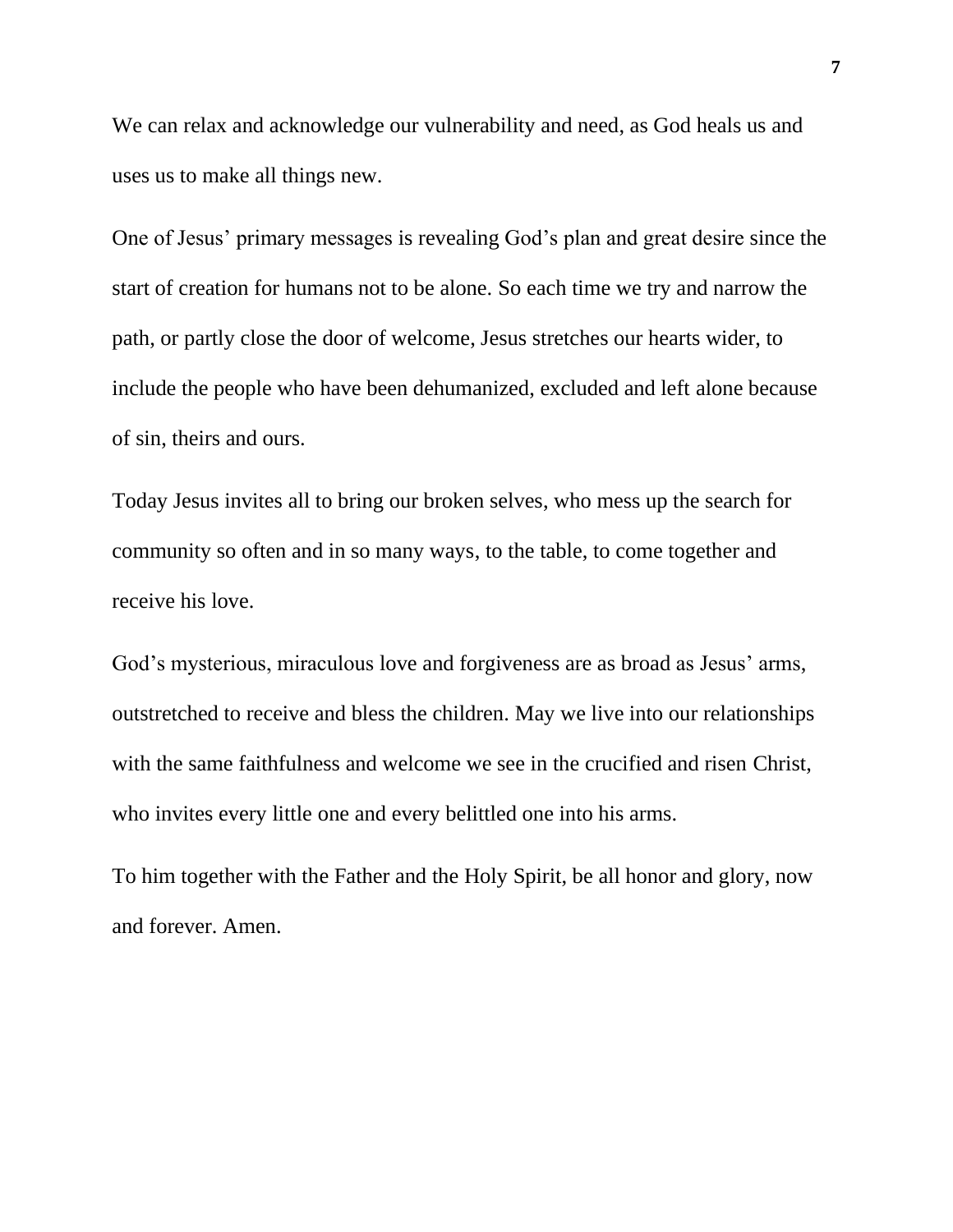We can relax and acknowledge our vulnerability and need, as God heals us and uses us to make all things new.

One of Jesus' primary messages is revealing God's plan and great desire since the start of creation for humans not to be alone. So each time we try and narrow the path, or partly close the door of welcome, Jesus stretches our hearts wider, to include the people who have been dehumanized, excluded and left alone because of sin, theirs and ours.

Today Jesus invites all to bring our broken selves, who mess up the search for community so often and in so many ways, to the table, to come together and receive his love.

God's mysterious, miraculous love and forgiveness are as broad as Jesus' arms, outstretched to receive and bless the children. May we live into our relationships with the same faithfulness and welcome we see in the crucified and risen Christ, who invites every little one and every belittled one into his arms.

To him together with the Father and the Holy Spirit, be all honor and glory, now and forever. Amen.